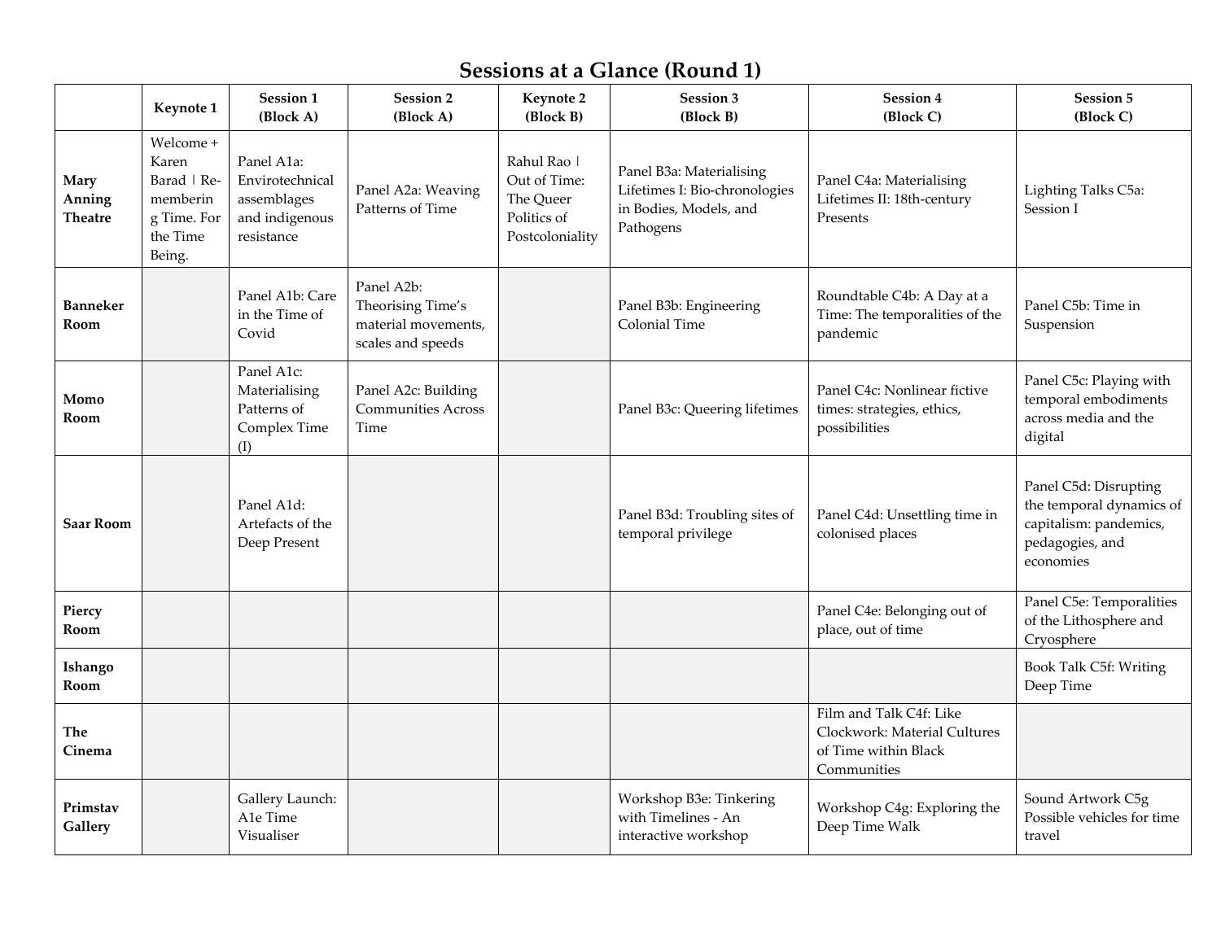# Sessions at a Glance (Round 1)

| | Keynote 1 | Session 1 (Block A) | Session 2 (Block A) | Keynote 2 (Block B) | Session 3 (Block B) | Session 4 (Block C) | Session 5 (Block C) |
|---|---|---|---|---|---|---|---|
| **Mary Anning Theatre** | Welcome + Karen Barad \| Re-membering Time. For the Time Being. | Panel A1a: Envirotechnical assemblages and indigenous resistance | Panel A2a: Weaving Patterns of Time | Rahul Rao \| Out of Time: The Queer Politics of Postcoloniality | Panel B3a: Materialising Lifetimes I: Bio-chronologies in Bodies, Models, and Pathogens | Panel C4a: Materialising Lifetimes II: 18th-century Presents | Lighting Talks C5a: Session I |
| **Banneker Room** | | Panel A1b: Care in the Time of Covid | Panel A2b: Theorising Time's material movements, scales and speeds | | Panel B3b: Engineering Colonial Time | Roundtable C4b: A Day at a Time: The temporalities of the pandemic | Panel C5b: Time in Suspension |
| **Momo Room** | | Panel A1c: Materialising Patterns of Complex Time (I) | Panel A2c: Building Communities Across Time | | Panel B3c: Queering lifetimes | Panel C4c: Nonlinear fictive times: strategies, ethics, possibilities | Panel C5c: Playing with temporal embodiments across media and the digital |
| **Saar Room** | | Panel A1d: Artefacts of the Deep Present | | | Panel B3d: Troubling sites of temporal privilege | Panel C4d: Unsettling time in colonised places | Panel C5d: Disrupting the temporal dynamics of capitalism: pandemics, pedagogies, and economies |
| **Piercy Room** | | | | | | Panel C4e: Belonging out of place, out of time | Panel C5e: Temporalities of the Lithosphere and Cryosphere |
| **Ishango Room** | | | | | | | Book Talk C5f: Writing Deep Time |
| **The Cinema** | | | | | | Film and Talk C4f: Like Clockwork: Material Cultures of Time within Black Communities | |
| **Primstav Gallery** | | Gallery Launch: A1e Time Visualiser | | | Workshop B3e: Tinkering with Timelines - An interactive workshop | Workshop C4g: Exploring the Deep Time Walk | Sound Artwork C5g Possible vehicles for time travel |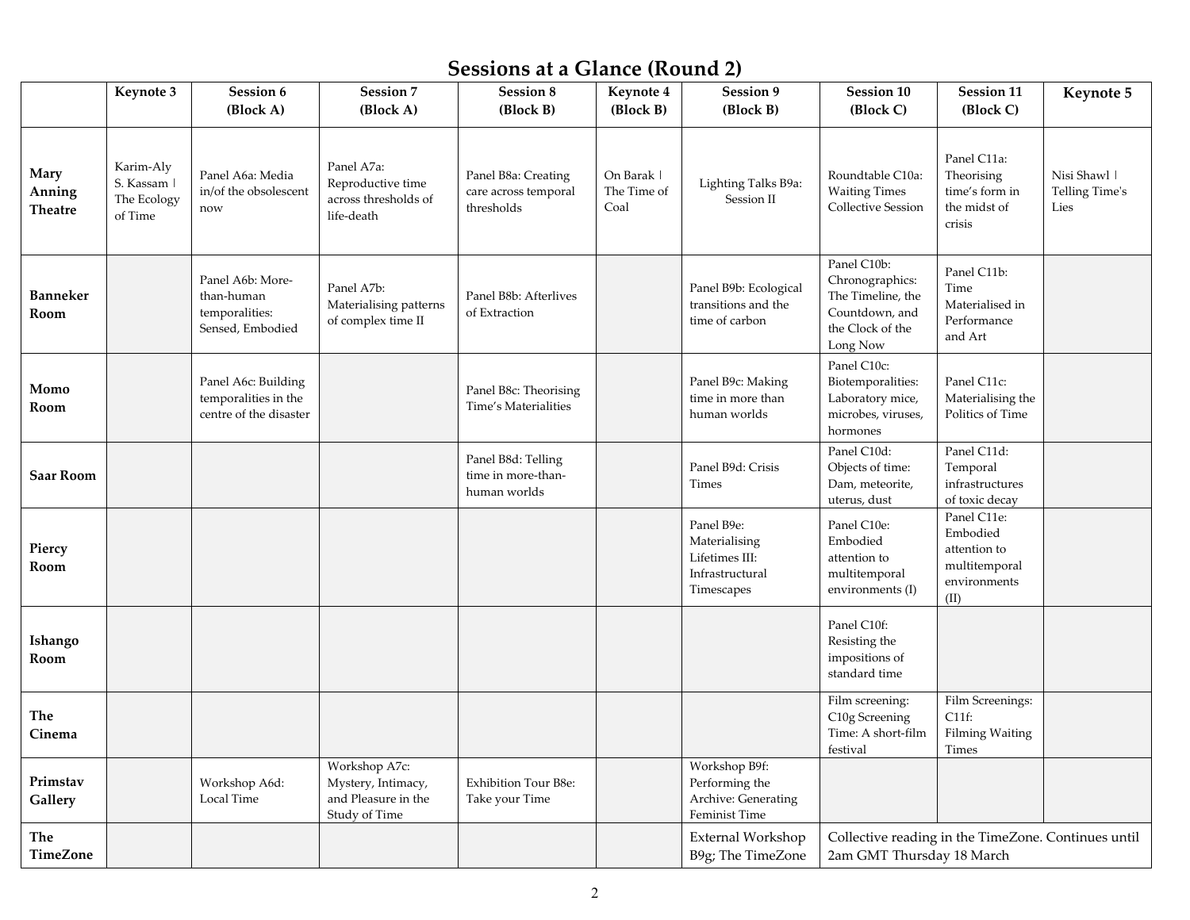# Sessions at a Glance (Round 2)

| | Keynote 3 | Session 6 (Block A) | Session 7 (Block A) | Session 8 (Block B) | Keynote 4 (Block B) | Session 9 (Block B) | Session 10 (Block C) | Session 11 (Block C) | Keynote 5 |
|---|---|---|---|---|---|---|---|---|---|
| **Mary Anning Theatre** | Karim-Aly S. Kassam \| The Ecology of Time | Panel A6a: Media in/of the obsolescent now | Panel A7a: Reproductive time across thresholds of life-death | Panel B8a: Creating care across temporal thresholds | On Barak \| The Time of Coal | Lighting Talks B9a: Session II | Roundtable C10a: Waiting Times Collective Session | Panel C11a: Theorising time's form in the midst of crisis | Nisi Shawl \| Telling Time's Lies |
| **Banneker Room** | | Panel A6b: More-than-human temporalities: Sensed, Embodied | Panel A7b: Materialising patterns of complex time II | Panel B8b: Afterlives of Extraction | | Panel B9b: Ecological transitions and the time of carbon | Panel C10b: Chronographics: The Timeline, the Countdown, and the Clock of the Long Now | Panel C11b: Time Materialised in Performance and Art | |
| **Momo Room** | | Panel A6c: Building temporalities in the centre of the disaster | | Panel B8c: Theorising Time's Materialities | | Panel B9c: Making time in more than human worlds | Panel C10c: Biotemporalities: Laboratory mice, microbes, viruses, hormones | Panel C11c: Materialising the Politics of Time | |
| **Saar Room** | | | | Panel B8d: Telling time in more-than-human worlds | | Panel B9d: Crisis Times | Panel C10d: Objects of time: Dam, meteorite, uterus, dust | Panel C11d: Temporal infrastructures of toxic decay | |
| **Piercy Room** | | | | | | Panel B9e: Materialising Lifetimes III: Infrastructural Timescapes | Panel C10e: Embodied attention to multitemporal environments (I) | Panel C11e: Embodied attention to multitemporal environments (II) | |
| **Ishango Room** | | | | | | | Panel C10f: Resisting the impositions of standard time | | |
| **The Cinema** | | | | | | | Film screening: C10g Screening Time: A short-film festival | Film Screenings: C11f: Filming Waiting Times | |
| **Primstav Gallery** | | Workshop A6d: Local Time | Workshop A7c: Mystery, Intimacy, and Pleasure in the Study of Time | Exhibition Tour B8e: Take your Time | | Workshop B9f: Performing the Archive: Generating Feminist Time | | | |
| **The TimeZone** | | | | | | External Workshop B9g; The TimeZone | Collective reading in the TimeZone. Continues until 2am GMT Thursday 18 March | | |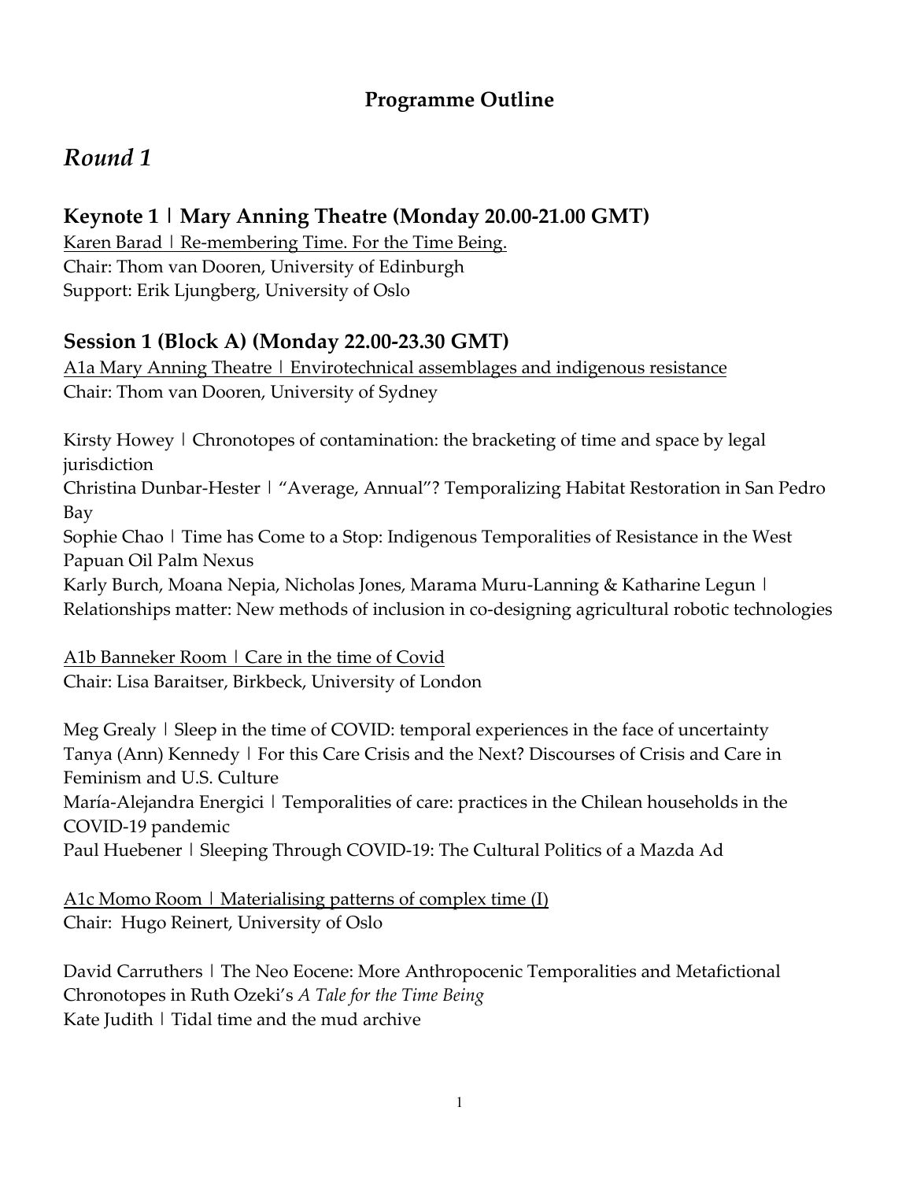**Programme Outline**

# *Round 1*

## Keynote 1 | Mary Anning Theatre (Monday 20.00-21.00 GMT)

Karen Barad | Re-membering Time. For the Time Being.
Chair: Thom van Dooren, University of Edinburgh
Support: Erik Ljungberg, University of Oslo

## Session 1 (Block A) (Monday 22.00-23.30 GMT)

A1a Mary Anning Theatre | Envirotechnical assemblages and indigenous resistance
Chair: Thom van Dooren, University of Sydney

Kirsty Howey | Chronotopes of contamination: the bracketing of time and space by legal jurisdiction
Christina Dunbar-Hester | "Average, Annual"? Temporalizing Habitat Restoration in San Pedro Bay
Sophie Chao | Time has Come to a Stop: Indigenous Temporalities of Resistance in the West Papuan Oil Palm Nexus
Karly Burch, Moana Nepia, Nicholas Jones, Marama Muru-Lanning & Katharine Legun | Relationships matter: New methods of inclusion in co-designing agricultural robotic technologies

A1b Banneker Room | Care in the time of Covid
Chair: Lisa Baraitser, Birkbeck, University of London

Meg Grealy | Sleep in the time of COVID: temporal experiences in the face of uncertainty
Tanya (Ann) Kennedy | For this Care Crisis and the Next? Discourses of Crisis and Care in Feminism and U.S. Culture
María-Alejandra Energici | Temporalities of care: practices in the Chilean households in the COVID-19 pandemic
Paul Huebener | Sleeping Through COVID-19: The Cultural Politics of a Mazda Ad

A1c Momo Room | Materialising patterns of complex time (I)
Chair: Hugo Reinert, University of Oslo

David Carruthers | The Neo Eocene: More Anthropocenic Temporalities and Metafictional Chronotopes in Ruth Ozeki's *A Tale for the Time Being*
Kate Judith | Tidal time and the mud archive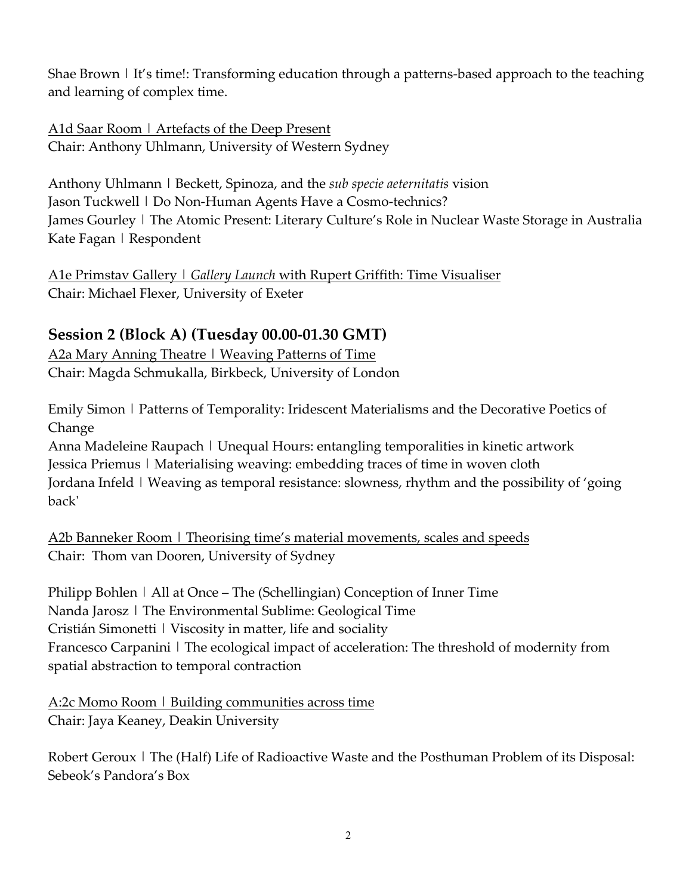Shae Brown | It's time!: Transforming education through a patterns-based approach to the teaching and learning of complex time.

A1d Saar Room | Artefacts of the Deep Present
Chair: Anthony Uhlmann, University of Western Sydney

Anthony Uhlmann | Beckett, Spinoza, and the *sub specie aeternitatis* vision
Jason Tuckwell | Do Non-Human Agents Have a Cosmo-technics?
James Gourley | The Atomic Present: Literary Culture's Role in Nuclear Waste Storage in Australia
Kate Fagan | Respondent

A1e Primstav Gallery | *Gallery Launch* with Rupert Griffith: Time Visualiser
Chair: Michael Flexer, University of Exeter

## Session 2 (Block A) (Tuesday 00.00-01.30 GMT)

A2a Mary Anning Theatre | Weaving Patterns of Time
Chair: Magda Schmukalla, Birkbeck, University of London

Emily Simon | Patterns of Temporality: Iridescent Materialisms and the Decorative Poetics of Change
Anna Madeleine Raupach | Unequal Hours: entangling temporalities in kinetic artwork
Jessica Priemus | Materialising weaving: embedding traces of time in woven cloth
Jordana Infeld | Weaving as temporal resistance: slowness, rhythm and the possibility of 'going back'

A2b Banneker Room | Theorising time's material movements, scales and speeds
Chair: Thom van Dooren, University of Sydney

Philipp Bohlen | All at Once – The (Schellingian) Conception of Inner Time
Nanda Jarosz | The Environmental Sublime: Geological Time
Cristián Simonetti | Viscosity in matter, life and sociality
Francesco Carpanini | The ecological impact of acceleration: The threshold of modernity from spatial abstraction to temporal contraction

A:2c Momo Room | Building communities across time
Chair: Jaya Keaney, Deakin University

Robert Geroux | The (Half) Life of Radioactive Waste and the Posthuman Problem of its Disposal: Sebeok's Pandora's Box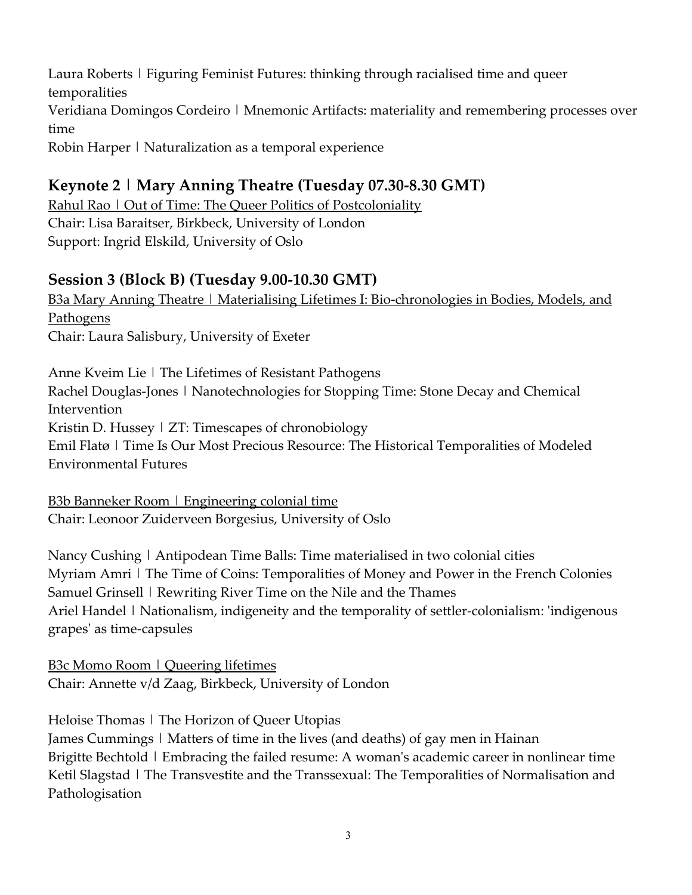Laura Roberts | Figuring Feminist Futures: thinking through racialised time and queer temporalities
Veridiana Domingos Cordeiro | Mnemonic Artifacts: materiality and remembering processes over time
Robin Harper | Naturalization as a temporal experience

## Keynote 2 | Mary Anning Theatre (Tuesday 07.30-8.30 GMT)

Rahul Rao | Out of Time: The Queer Politics of Postcoloniality
Chair: Lisa Baraitser, Birkbeck, University of London
Support: Ingrid Elskild, University of Oslo

## Session 3 (Block B) (Tuesday 9.00-10.30 GMT)

B3a Mary Anning Theatre | Materialising Lifetimes I: Bio-chronologies in Bodies, Models, and Pathogens
Chair: Laura Salisbury, University of Exeter

Anne Kveim Lie | The Lifetimes of Resistant Pathogens
Rachel Douglas-Jones | Nanotechnologies for Stopping Time: Stone Decay and Chemical Intervention
Kristin D. Hussey | ZT: Timescapes of chronobiology
Emil Flatø | Time Is Our Most Precious Resource: The Historical Temporalities of Modeled Environmental Futures

B3b Banneker Room | Engineering colonial time
Chair: Leonoor Zuiderveen Borgesius, University of Oslo

Nancy Cushing | Antipodean Time Balls: Time materialised in two colonial cities
Myriam Amri | The Time of Coins: Temporalities of Money and Power in the French Colonies
Samuel Grinsell | Rewriting River Time on the Nile and the Thames
Ariel Handel | Nationalism, indigeneity and the temporality of settler-colonialism: 'indigenous grapes' as time-capsules

B3c Momo Room | Queering lifetimes
Chair: Annette v/d Zaag, Birkbeck, University of London

Heloise Thomas | The Horizon of Queer Utopias
James Cummings | Matters of time in the lives (and deaths) of gay men in Hainan
Brigitte Bechtold | Embracing the failed resume: A woman's academic career in nonlinear time
Ketil Slagstad | The Transvestite and the Transsexual: The Temporalities of Normalisation and Pathologisation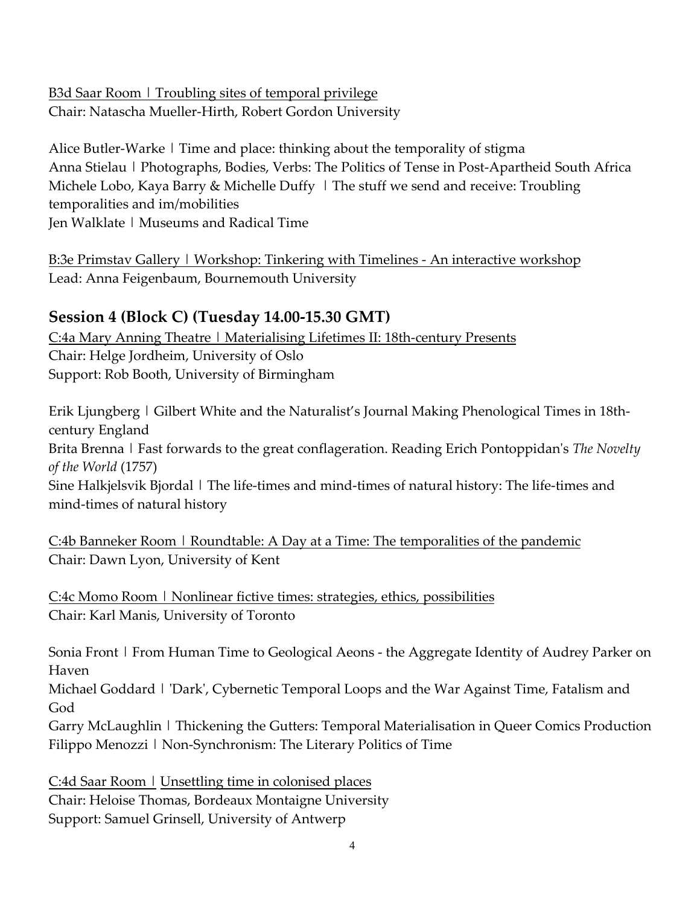B3d Saar Room | Troubling sites of temporal privilege
Chair: Natascha Mueller-Hirth, Robert Gordon University

Alice Butler-Warke | Time and place: thinking about the temporality of stigma
Anna Stielau | Photographs, Bodies, Verbs: The Politics of Tense in Post-Apartheid South Africa
Michele Lobo, Kaya Barry & Michelle Duffy | The stuff we send and receive: Troubling temporalities and im/mobilities
Jen Walklate | Museums and Radical Time

B:3e Primstav Gallery | Workshop: Tinkering with Timelines - An interactive workshop
Lead: Anna Feigenbaum, Bournemouth University

## Session 4 (Block C) (Tuesday 14.00-15.30 GMT)

C:4a Mary Anning Theatre | Materialising Lifetimes II: 18th-century Presents
Chair: Helge Jordheim, University of Oslo
Support: Rob Booth, University of Birmingham

Erik Ljungberg | Gilbert White and the Naturalist's Journal Making Phenological Times in 18th-century England
Brita Brenna | Fast forwards to the great conflageration. Reading Erich Pontoppidan's *The Novelty of the World* (1757)
Sine Halkjelsvik Bjordal | The life-times and mind-times of natural history: The life-times and mind-times of natural history

C:4b Banneker Room | Roundtable: A Day at a Time: The temporalities of the pandemic
Chair: Dawn Lyon, University of Kent

C:4c Momo Room | Nonlinear fictive times: strategies, ethics, possibilities
Chair: Karl Manis, University of Toronto

Sonia Front | From Human Time to Geological Aeons - the Aggregate Identity of Audrey Parker on Haven
Michael Goddard | 'Dark', Cybernetic Temporal Loops and the War Against Time, Fatalism and God
Garry McLaughlin | Thickening the Gutters: Temporal Materialisation in Queer Comics Production
Filippo Menozzi | Non-Synchronism: The Literary Politics of Time

C:4d Saar Room | Unsettling time in colonised places
Chair: Heloise Thomas, Bordeaux Montaigne University
Support: Samuel Grinsell, University of Antwerp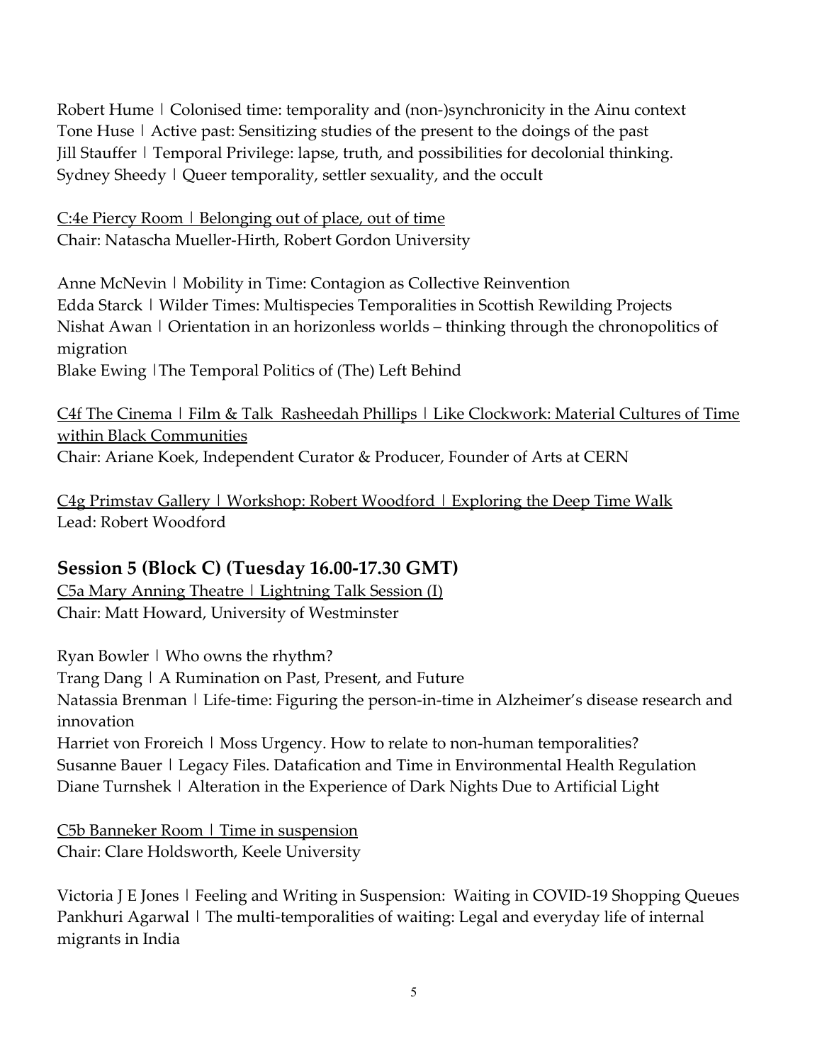Robert Hume | Colonised time: temporality and (non-)synchronicity in the Ainu context
Tone Huse | Active past: Sensitizing studies of the present to the doings of the past
Jill Stauffer | Temporal Privilege: lapse, truth, and possibilities for decolonial thinking.
Sydney Sheedy | Queer temporality, settler sexuality, and the occult

<u>C:4e Piercy Room | Belonging out of place, out of time</u>
Chair: Natascha Mueller-Hirth, Robert Gordon University

Anne McNevin | Mobility in Time: Contagion as Collective Reinvention
Edda Starck | Wilder Times: Multispecies Temporalities in Scottish Rewilding Projects
Nishat Awan | Orientation in an horizonless worlds – thinking through the chronopolitics of migration
Blake Ewing |The Temporal Politics of (The) Left Behind

<u>C4f The Cinema | Film & Talk Rasheedah Phillips | Like Clockwork: Material Cultures of Time within Black Communities</u>
Chair: Ariane Koek, Independent Curator & Producer, Founder of Arts at CERN

<u>C4g Primstav Gallery | Workshop: Robert Woodford | Exploring the Deep Time Walk</u>
Lead: Robert Woodford

## Session 5 (Block C) (Tuesday 16.00-17.30 GMT)

<u>C5a Mary Anning Theatre | Lightning Talk Session (I)</u>
Chair: Matt Howard, University of Westminster

Ryan Bowler | Who owns the rhythm?
Trang Dang | A Rumination on Past, Present, and Future
Natassia Brenman | Life-time: Figuring the person-in-time in Alzheimer's disease research and innovation
Harriet von Froreich | Moss Urgency. How to relate to non-human temporalities?
Susanne Bauer | Legacy Files. Datafication and Time in Environmental Health Regulation
Diane Turnshek | Alteration in the Experience of Dark Nights Due to Artificial Light

<u>C5b Banneker Room | Time in suspension</u>
Chair: Clare Holdsworth, Keele University

Victoria J E Jones | Feeling and Writing in Suspension: Waiting in COVID-19 Shopping Queues
Pankhuri Agarwal | The multi-temporalities of waiting: Legal and everyday life of internal migrants in India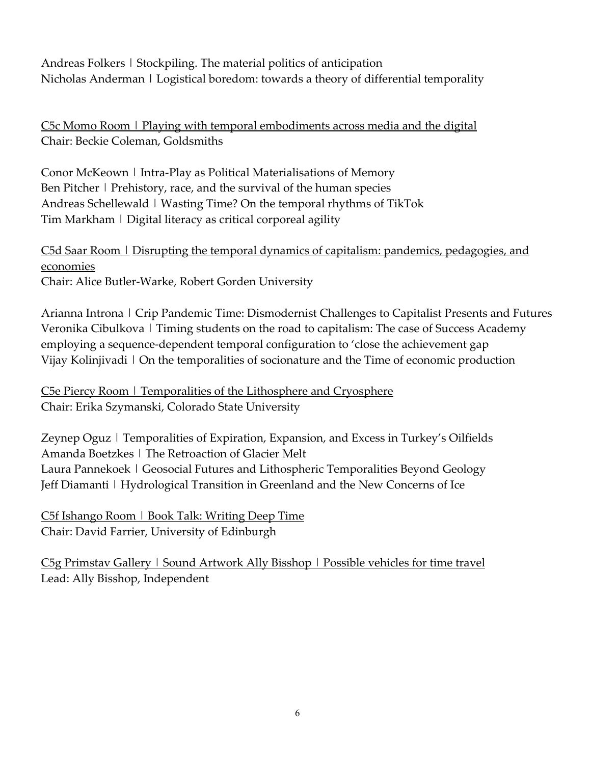Andreas Folkers | Stockpiling. The material politics of anticipation
Nicholas Anderman | Logistical boredom: towards a theory of differential temporality

C5c Momo Room | Playing with temporal embodiments across media and the digital
Chair: Beckie Coleman, Goldsmiths

Conor McKeown | Intra-Play as Political Materialisations of Memory
Ben Pitcher | Prehistory, race, and the survival of the human species
Andreas Schellewald | Wasting Time? On the temporal rhythms of TikTok
Tim Markham | Digital literacy as critical corporeal agility

C5d Saar Room | Disrupting the temporal dynamics of capitalism: pandemics, pedagogies, and economies
Chair: Alice Butler-Warke, Robert Gorden University

Arianna Introna | Crip Pandemic Time: Dismodernist Challenges to Capitalist Presents and Futures
Veronika Cibulkova | Timing students on the road to capitalism: The case of Success Academy employing a sequence-dependent temporal configuration to 'close the achievement gap
Vijay Kolinjivadi | On the temporalities of socionature and the Time of economic production

C5e Piercy Room | Temporalities of the Lithosphere and Cryosphere
Chair: Erika Szymanski, Colorado State University

Zeynep Oguz | Temporalities of Expiration, Expansion, and Excess in Turkey's Oilfields
Amanda Boetzkes | The Retroaction of Glacier Melt
Laura Pannekoek | Geosocial Futures and Lithospheric Temporalities Beyond Geology
Jeff Diamanti | Hydrological Transition in Greenland and the New Concerns of Ice

C5f Ishango Room | Book Talk: Writing Deep Time
Chair: David Farrier, University of Edinburgh

C5g Primstav Gallery | Sound Artwork Ally Bisshop | Possible vehicles for time travel
Lead: Ally Bisshop, Independent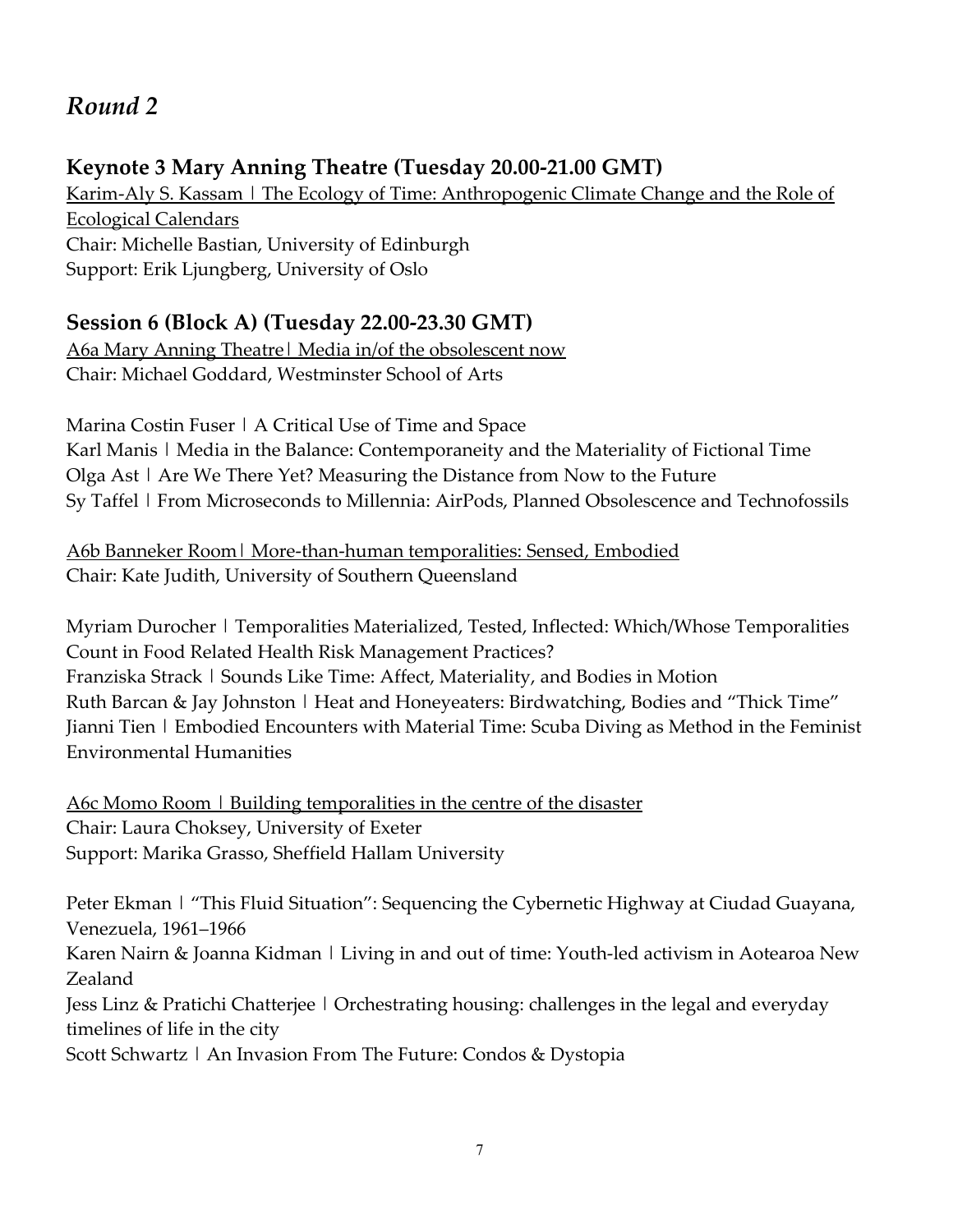# *Round 2*

## Keynote 3 Mary Anning Theatre (Tuesday 20.00-21.00 GMT)

<u>Karim-Aly S. Kassam | The Ecology of Time: Anthropogenic Climate Change and the Role of Ecological Calendars</u>
Chair: Michelle Bastian, University of Edinburgh
Support: Erik Ljungberg, University of Oslo

## Session 6 (Block A) (Tuesday 22.00-23.30 GMT)

<u>A6a Mary Anning Theatre| Media in/of the obsolescent now</u>
Chair: Michael Goddard, Westminster School of Arts

Marina Costin Fuser | A Critical Use of Time and Space
Karl Manis | Media in the Balance: Contemporaneity and the Materiality of Fictional Time
Olga Ast | Are We There Yet? Measuring the Distance from Now to the Future
Sy Taffel | From Microseconds to Millennia: AirPods, Planned Obsolescence and Technofossils

<u>A6b Banneker Room| More-than-human temporalities: Sensed, Embodied</u>
Chair: Kate Judith, University of Southern Queensland

Myriam Durocher | Temporalities Materialized, Tested, Inflected: Which/Whose Temporalities Count in Food Related Health Risk Management Practices?
Franziska Strack | Sounds Like Time: Affect, Materiality, and Bodies in Motion
Ruth Barcan & Jay Johnston | Heat and Honeyeaters: Birdwatching, Bodies and "Thick Time"
Jianni Tien | Embodied Encounters with Material Time: Scuba Diving as Method in the Feminist Environmental Humanities

<u>A6c Momo Room | Building temporalities in the centre of the disaster</u>
Chair: Laura Choksey, University of Exeter
Support: Marika Grasso, Sheffield Hallam University

Peter Ekman | "This Fluid Situation": Sequencing the Cybernetic Highway at Ciudad Guayana, Venezuela, 1961–1966
Karen Nairn & Joanna Kidman | Living in and out of time: Youth-led activism in Aotearoa New Zealand
Jess Linz & Pratichi Chatterjee | Orchestrating housing: challenges in the legal and everyday timelines of life in the city
Scott Schwartz | An Invasion From The Future: Condos & Dystopia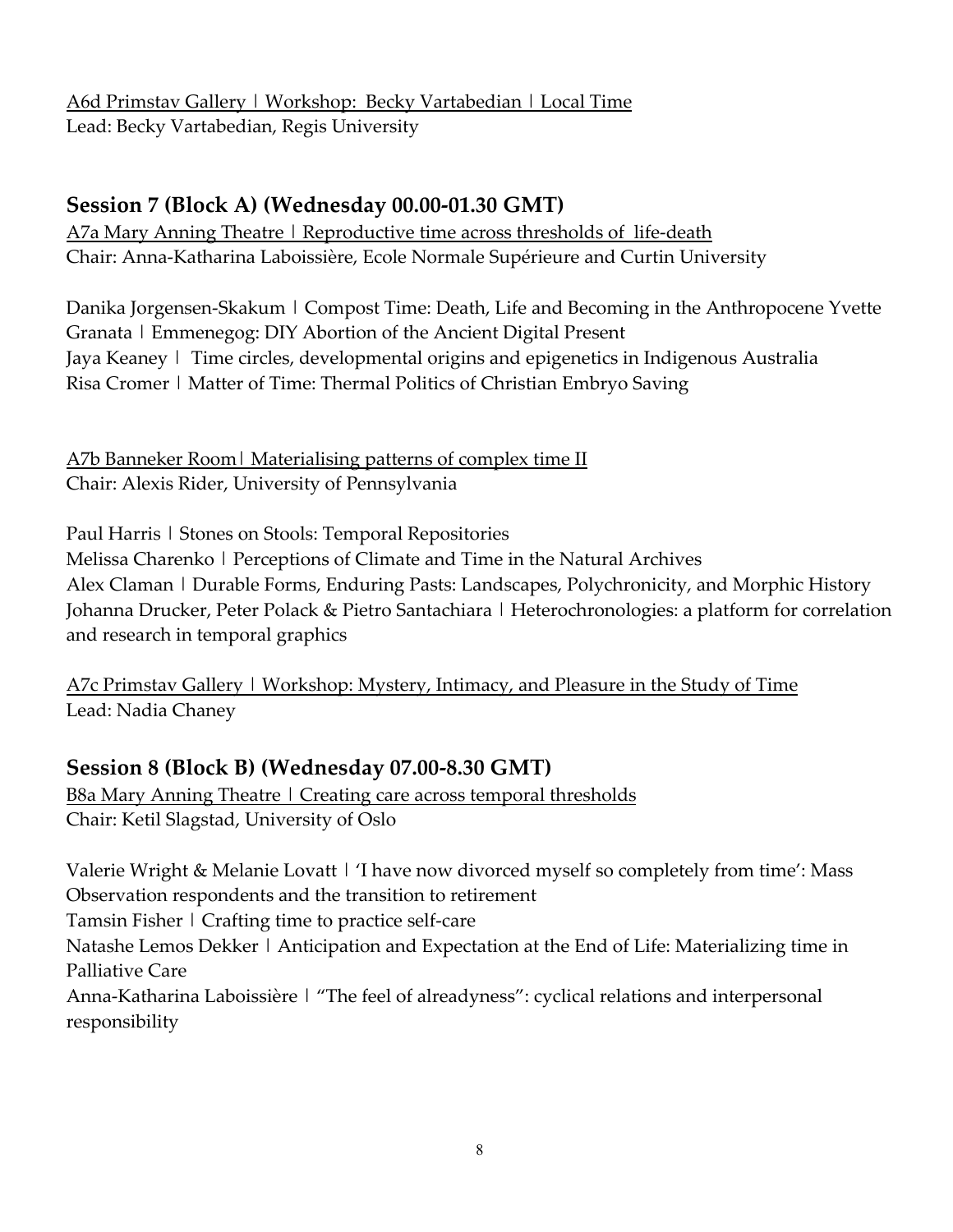A6d Primstav Gallery | Workshop: Becky Vartabedian | Local Time
Lead: Becky Vartabedian, Regis University

## Session 7 (Block A) (Wednesday 00.00-01.30 GMT)

A7a Mary Anning Theatre | Reproductive time across thresholds of life-death
Chair: Anna-Katharina Laboissière, Ecole Normale Supérieure and Curtin University

Danika Jorgensen-Skakum | Compost Time: Death, Life and Becoming in the Anthropocene
Yvette Granata | Emmenegog: DIY Abortion of the Ancient Digital Present
Jaya Keaney | Time circles, developmental origins and epigenetics in Indigenous Australia
Risa Cromer | Matter of Time: Thermal Politics of Christian Embryo Saving

A7b Banneker Room| Materialising patterns of complex time II
Chair: Alexis Rider, University of Pennsylvania

Paul Harris | Stones on Stools: Temporal Repositories
Melissa Charenko | Perceptions of Climate and Time in the Natural Archives
Alex Claman | Durable Forms, Enduring Pasts: Landscapes, Polychronicity, and Morphic History
Johanna Drucker, Peter Polack & Pietro Santachiara | Heterochronologies: a platform for correlation and research in temporal graphics

A7c Primstav Gallery | Workshop: Mystery, Intimacy, and Pleasure in the Study of Time
Lead: Nadia Chaney

## Session 8 (Block B) (Wednesday 07.00-8.30 GMT)

B8a Mary Anning Theatre | Creating care across temporal thresholds
Chair: Ketil Slagstad, University of Oslo

Valerie Wright & Melanie Lovatt | 'I have now divorced myself so completely from time': Mass Observation respondents and the transition to retirement
Tamsin Fisher | Crafting time to practice self-care
Natashe Lemos Dekker | Anticipation and Expectation at the End of Life: Materializing time in Palliative Care
Anna-Katharina Laboissière | "The feel of alreadyness": cyclical relations and interpersonal responsibility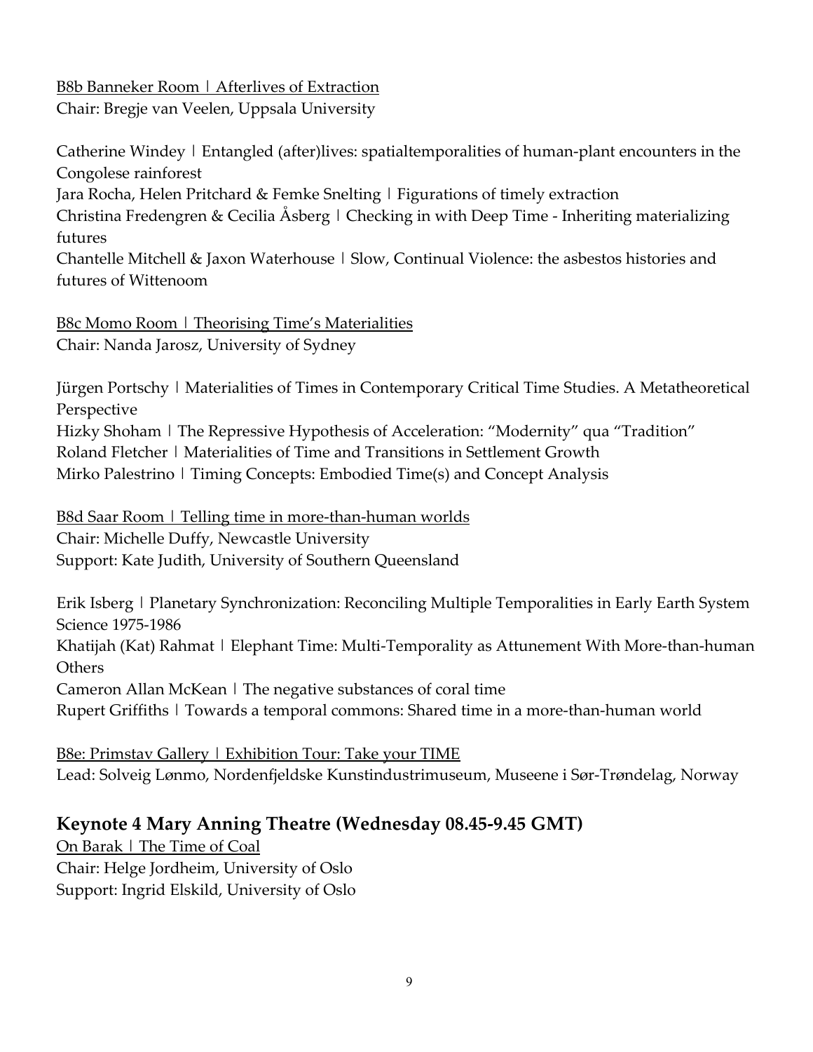B8b Banneker Room | Afterlives of Extraction
Chair: Bregje van Veelen, Uppsala University

Catherine Windey | Entangled (after)lives: spatialtemporalities of human-plant encounters in the Congolese rainforest
Jara Rocha, Helen Pritchard & Femke Snelting | Figurations of timely extraction
Christina Fredengren & Cecilia Åsberg | Checking in with Deep Time - Inheriting materializing futures
Chantelle Mitchell & Jaxon Waterhouse | Slow, Continual Violence: the asbestos histories and futures of Wittenoom

B8c Momo Room | Theorising Time's Materialities
Chair: Nanda Jarosz, University of Sydney

Jürgen Portschy | Materialities of Times in Contemporary Critical Time Studies. A Metatheoretical Perspective
Hizky Shoham | The Repressive Hypothesis of Acceleration: "Modernity" qua "Tradition"
Roland Fletcher | Materialities of Time and Transitions in Settlement Growth
Mirko Palestrino | Timing Concepts: Embodied Time(s) and Concept Analysis

B8d Saar Room | Telling time in more-than-human worlds
Chair: Michelle Duffy, Newcastle University
Support: Kate Judith, University of Southern Queensland

Erik Isberg | Planetary Synchronization: Reconciling Multiple Temporalities in Early Earth System Science 1975-1986
Khatijah (Kat) Rahmat | Elephant Time: Multi-Temporality as Attunement With More-than-human Others
Cameron Allan McKean | The negative substances of coral time
Rupert Griffiths | Towards a temporal commons: Shared time in a more-than-human world

B8e: Primstav Gallery | Exhibition Tour: Take your TIME
Lead: Solveig Lønmo, Nordenfjeldske Kunstindustrimuseum, Museene i Sør-Trøndelag, Norway

## Keynote 4 Mary Anning Theatre (Wednesday 08.45-9.45 GMT)

On Barak | The Time of Coal
Chair: Helge Jordheim, University of Oslo
Support: Ingrid Elskild, University of Oslo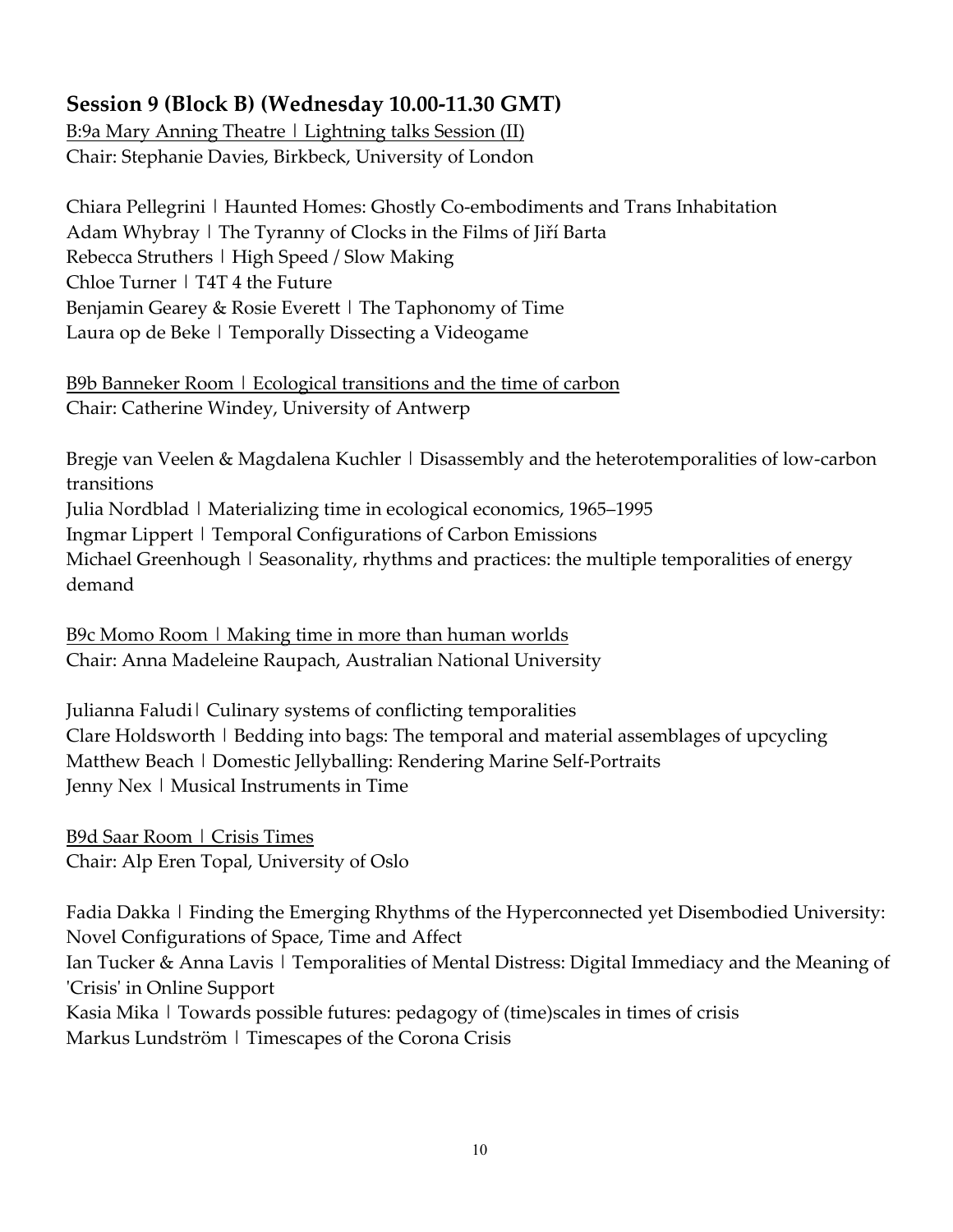## Session 9 (Block B) (Wednesday 10.00-11.30 GMT)

B:9a Mary Anning Theatre | Lightning talks Session (II)
Chair: Stephanie Davies, Birkbeck, University of London

Chiara Pellegrini | Haunted Homes: Ghostly Co-embodiments and Trans Inhabitation
Adam Whybray | The Tyranny of Clocks in the Films of Jiří Barta
Rebecca Struthers | High Speed / Slow Making
Chloe Turner | T4T 4 the Future
Benjamin Gearey & Rosie Everett | The Taphonomy of Time
Laura op de Beke | Temporally Dissecting a Videogame

B9b Banneker Room | Ecological transitions and the time of carbon
Chair: Catherine Windey, University of Antwerp

Bregje van Veelen & Magdalena Kuchler | Disassembly and the heterotemporalities of low-carbon transitions
Julia Nordblad | Materializing time in ecological economics, 1965–1995
Ingmar Lippert | Temporal Configurations of Carbon Emissions
Michael Greenhough | Seasonality, rhythms and practices: the multiple temporalities of energy demand

B9c Momo Room | Making time in more than human worlds
Chair: Anna Madeleine Raupach, Australian National University

Julianna Faludi| Culinary systems of conflicting temporalities
Clare Holdsworth | Bedding into bags: The temporal and material assemblages of upcycling
Matthew Beach | Domestic Jellyballing: Rendering Marine Self-Portraits
Jenny Nex | Musical Instruments in Time

B9d Saar Room | Crisis Times
Chair: Alp Eren Topal, University of Oslo

Fadia Dakka | Finding the Emerging Rhythms of the Hyperconnected yet Disembodied University: Novel Configurations of Space, Time and Affect
Ian Tucker & Anna Lavis | Temporalities of Mental Distress: Digital Immediacy and the Meaning of 'Crisis' in Online Support
Kasia Mika | Towards possible futures: pedagogy of (time)scales in times of crisis
Markus Lundström | Timescapes of the Corona Crisis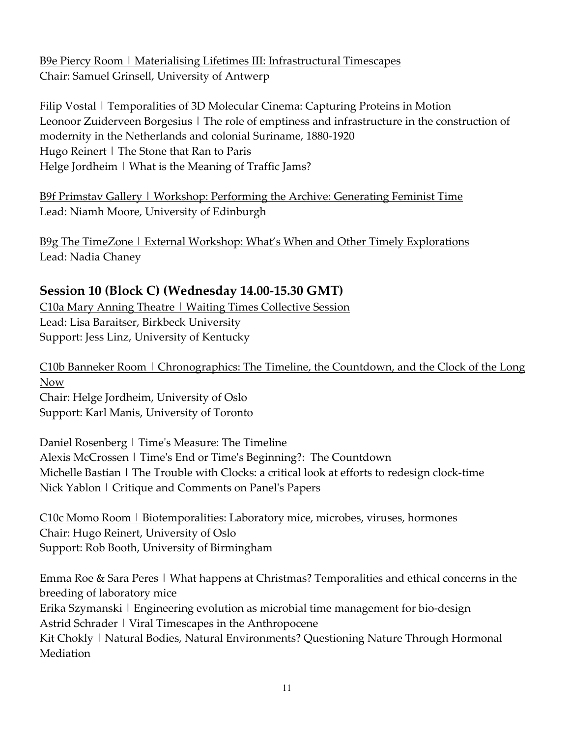B9e Piercy Room | Materialising Lifetimes III: Infrastructural Timescapes
Chair: Samuel Grinsell, University of Antwerp

Filip Vostal | Temporalities of 3D Molecular Cinema: Capturing Proteins in Motion
Leonoor Zuiderveen Borgesius | The role of emptiness and infrastructure in the construction of modernity in the Netherlands and colonial Suriname, 1880-1920
Hugo Reinert | The Stone that Ran to Paris
Helge Jordheim | What is the Meaning of Traffic Jams?

B9f Primstav Gallery | Workshop: Performing the Archive: Generating Feminist Time
Lead: Niamh Moore, University of Edinburgh

B9g The TimeZone | External Workshop: What's When and Other Timely Explorations
Lead: Nadia Chaney

## Session 10 (Block C) (Wednesday 14.00-15.30 GMT)

C10a Mary Anning Theatre | Waiting Times Collective Session
Lead: Lisa Baraitser, Birkbeck University
Support: Jess Linz, University of Kentucky

C10b Banneker Room | Chronographics: The Timeline, the Countdown, and the Clock of the Long Now
Chair: Helge Jordheim, University of Oslo
Support: Karl Manis, University of Toronto

Daniel Rosenberg | Time's Measure: The Timeline
Alexis McCrossen | Time's End or Time's Beginning?: The Countdown
Michelle Bastian | The Trouble with Clocks: a critical look at efforts to redesign clock-time
Nick Yablon | Critique and Comments on Panel's Papers

C10c Momo Room | Biotemporalities: Laboratory mice, microbes, viruses, hormones
Chair: Hugo Reinert, University of Oslo
Support: Rob Booth, University of Birmingham

Emma Roe & Sara Peres | What happens at Christmas? Temporalities and ethical concerns in the breeding of laboratory mice
Erika Szymanski | Engineering evolution as microbial time management for bio-design
Astrid Schrader | Viral Timescapes in the Anthropocene
Kit Chokly | Natural Bodies, Natural Environments? Questioning Nature Through Hormonal Mediation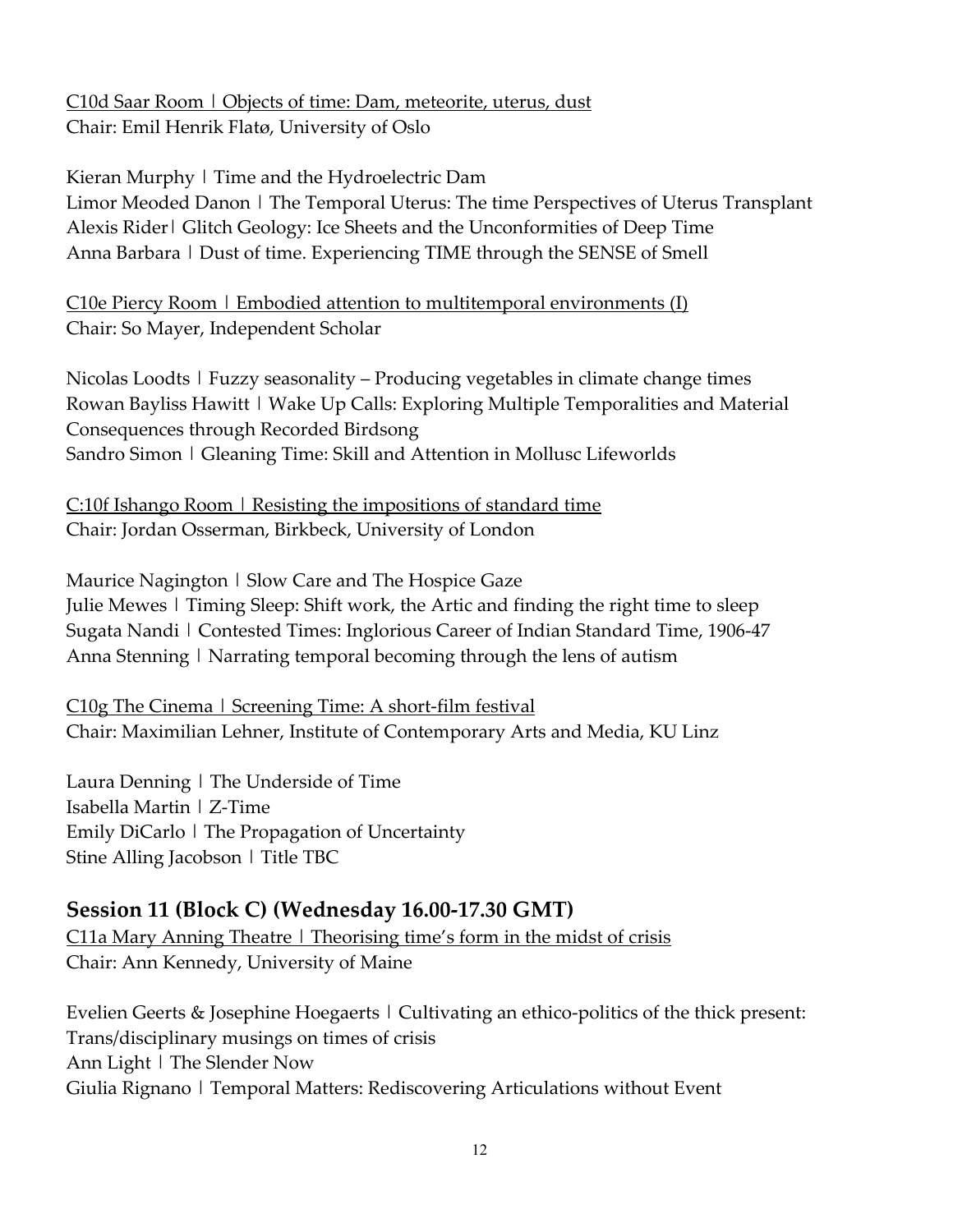C10d Saar Room | Objects of time: Dam, meteorite, uterus, dust
Chair: Emil Henrik Flatø, University of Oslo

Kieran Murphy | Time and the Hydroelectric Dam
Limor Meoded Danon | The Temporal Uterus: The time Perspectives of Uterus Transplant
Alexis Rider| Glitch Geology: Ice Sheets and the Unconformities of Deep Time
Anna Barbara | Dust of time. Experiencing TIME through the SENSE of Smell

C10e Piercy Room | Embodied attention to multitemporal environments (I)
Chair: So Mayer, Independent Scholar

Nicolas Loodts | Fuzzy seasonality – Producing vegetables in climate change times
Rowan Bayliss Hawitt | Wake Up Calls: Exploring Multiple Temporalities and Material Consequences through Recorded Birdsong
Sandro Simon | Gleaning Time: Skill and Attention in Mollusc Lifeworlds

C:10f Ishango Room | Resisting the impositions of standard time
Chair: Jordan Osserman, Birkbeck, University of London

Maurice Nagington | Slow Care and The Hospice Gaze
Julie Mewes | Timing Sleep: Shift work, the Artic and finding the right time to sleep
Sugata Nandi | Contested Times: Inglorious Career of Indian Standard Time, 1906-47
Anna Stenning | Narrating temporal becoming through the lens of autism

C10g The Cinema | Screening Time: A short-film festival
Chair: Maximilian Lehner, Institute of Contemporary Arts and Media, KU Linz

Laura Denning | The Underside of Time
Isabella Martin | Z-Time
Emily DiCarlo | The Propagation of Uncertainty
Stine Alling Jacobson | Title TBC

## Session 11 (Block C) (Wednesday 16.00-17.30 GMT)

C11a Mary Anning Theatre | Theorising time's form in the midst of crisis
Chair: Ann Kennedy, University of Maine

Evelien Geerts & Josephine Hoegaerts | Cultivating an ethico-politics of the thick present: Trans/disciplinary musings on times of crisis
Ann Light | The Slender Now
Giulia Rignano | Temporal Matters: Rediscovering Articulations without Event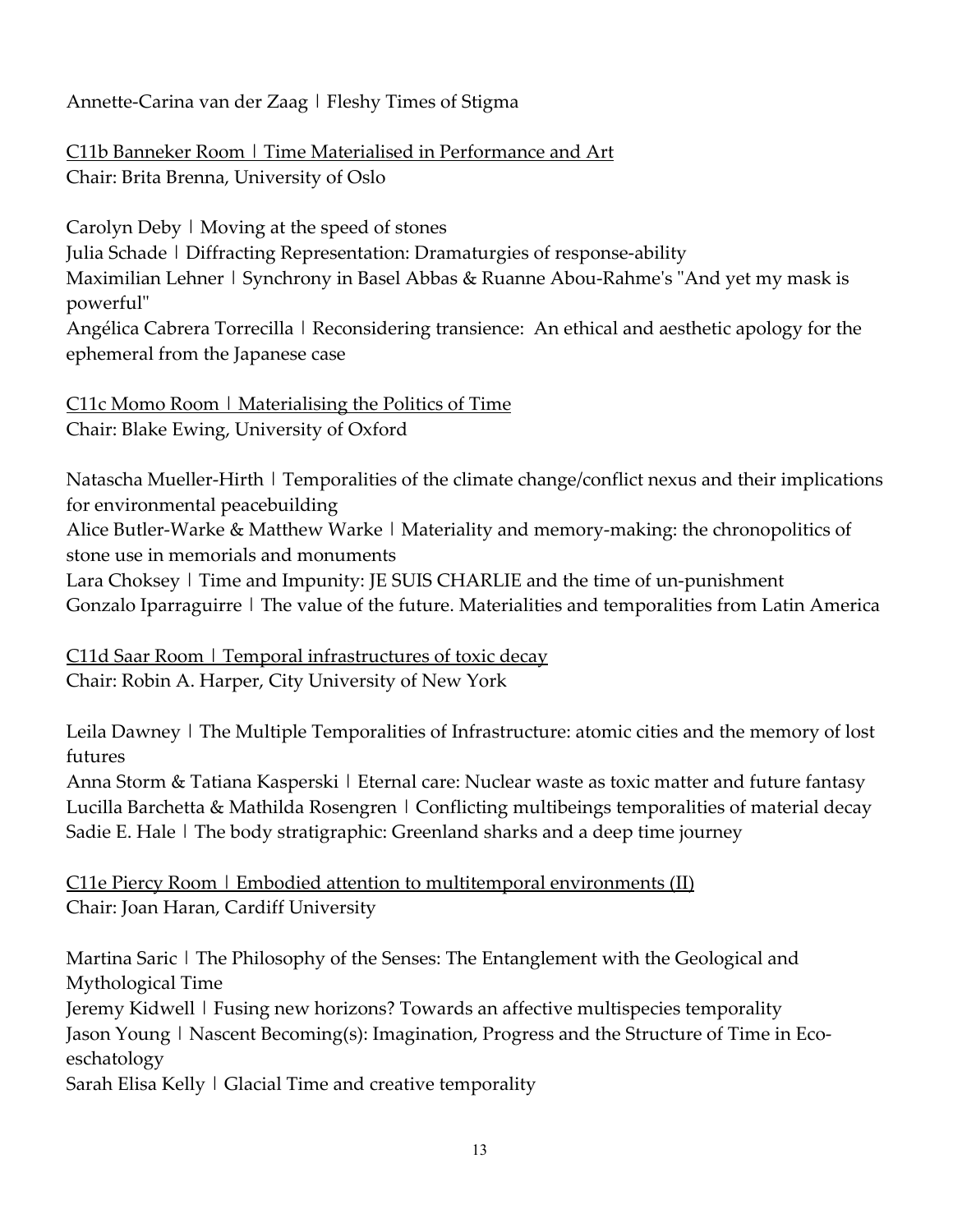Annette-Carina van der Zaag | Fleshy Times of Stigma

C11b Banneker Room | Time Materialised in Performance and Art
Chair: Brita Brenna, University of Oslo

Carolyn Deby | Moving at the speed of stones
Julia Schade | Diffracting Representation: Dramaturgies of response-ability
Maximilian Lehner | Synchrony in Basel Abbas & Ruanne Abou-Rahme's "And yet my mask is powerful"
Angélica Cabrera Torrecilla | Reconsidering transience: An ethical and aesthetic apology for the ephemeral from the Japanese case

C11c Momo Room | Materialising the Politics of Time
Chair: Blake Ewing, University of Oxford

Natascha Mueller-Hirth | Temporalities of the climate change/conflict nexus and their implications for environmental peacebuilding
Alice Butler-Warke & Matthew Warke | Materiality and memory-making: the chronopolitics of stone use in memorials and monuments
Lara Choksey | Time and Impunity: JE SUIS CHARLIE and the time of un-punishment
Gonzalo Iparraguirre | The value of the future. Materialities and temporalities from Latin America

C11d Saar Room | Temporal infrastructures of toxic decay
Chair: Robin A. Harper, City University of New York

Leila Dawney | The Multiple Temporalities of Infrastructure: atomic cities and the memory of lost futures
Anna Storm & Tatiana Kasperski | Eternal care: Nuclear waste as toxic matter and future fantasy
Lucilla Barchetta & Mathilda Rosengren | Conflicting multibeings temporalities of material decay
Sadie E. Hale | The body stratigraphic: Greenland sharks and a deep time journey

C11e Piercy Room | Embodied attention to multitemporal environments (II)
Chair: Joan Haran, Cardiff University

Martina Saric | The Philosophy of the Senses: The Entanglement with the Geological and Mythological Time
Jeremy Kidwell | Fusing new horizons? Towards an affective multispecies temporality
Jason Young | Nascent Becoming(s): Imagination, Progress and the Structure of Time in Eco-eschatology
Sarah Elisa Kelly | Glacial Time and creative temporality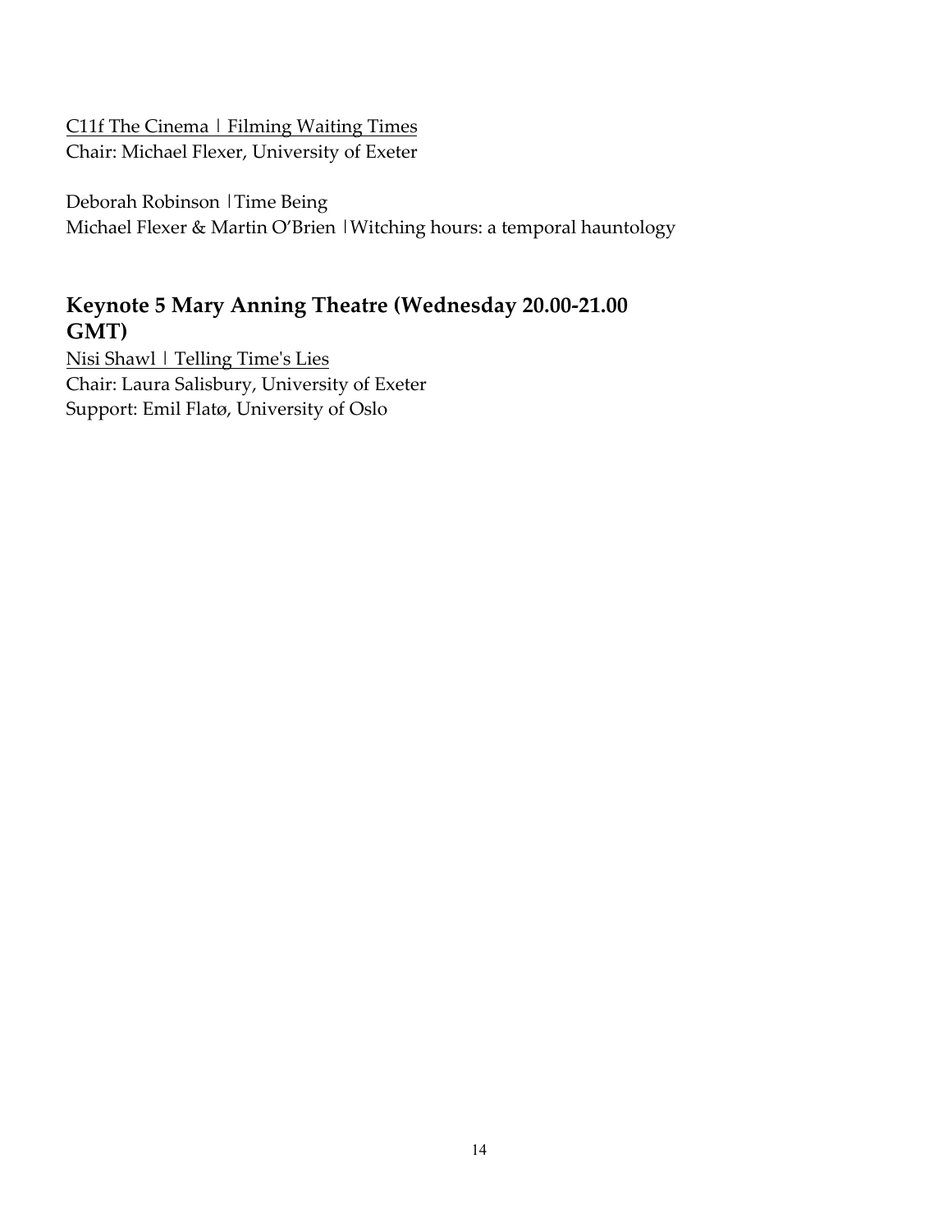C11f The Cinema | Filming Waiting Times
Chair: Michael Flexer, University of Exeter

Deborah Robinson |Time Being
Michael Flexer & Martin O'Brien |Witching hours: a temporal hauntology

## Keynote 5 Mary Anning Theatre (Wednesday 20.00-21.00 GMT)

Nisi Shawl | Telling Time's Lies
Chair: Laura Salisbury, University of Exeter
Support: Emil Flatø, University of Oslo